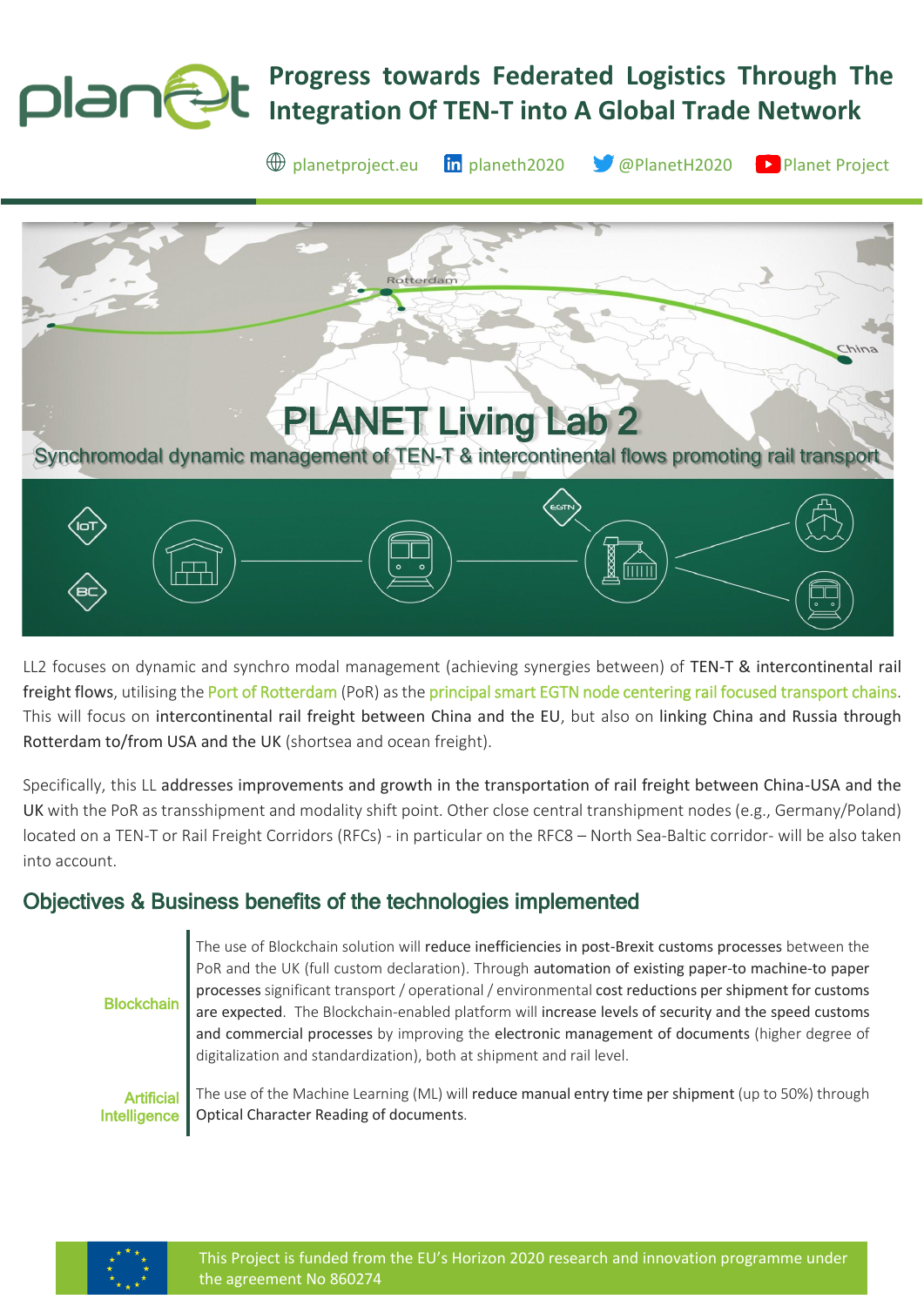# Progress towards Federated Logistics Through The Integration Of TEN-T into A Global Trade Network

planetproject.eu planeth2020 @PlanetH2020 Planet Project

## PLANET Living Lab 2

Synchromodal dynamic management of TEN-T & intercontinental flows promoting rail transport

LL2 focuses on dynamic and synchro modal management (achieving synergies between) of TEN-T & intercontinental rail freight flows, utilising the Port of Rotterdam (PoR) as the principal smart EGTN node centering rail focused transport chains. This will focus on intercontinental rail freight between China and the EU, but also on linking China and Russia through Rotterdam to/from USA and the UK (shortsea and ocean freight).

Specifically, this LL addresses improvements and growth in the transportation of rail freight between China-USA and the UK with the PoR as transshipment and modality shift point. Other close central transhipment nodes (e.g., Germany/Poland) located on a TEN-T or Rail Freight Corridors (RFCs) - in particular on the RFC8 – North Sea-Baltic corridor- will be also taken into account.

## Objectives & Business benefits of the technologies implemented

**Blockchain**

The use of Blockchain solution will reduce inefficiencies in post-Brexit customs processes between the PoR and the UK (full custom declaration). Through automation of existing paper-to machine-to paper processes significant transport / operational / environmental cost reductions per shipment for customs are expected. The Blockchain-enabled platform will increase levels of security and the speed customs and commercial processes by improving the electronic management of documents (higher degree of digitalization and standardization), both at shipment and rail level.

**Artificial Intelligence**

The use of the Machine Learning (ML) will reduce manual entry time per shipment (up to 50%) through Optical Character Reading of documents.

This Project is funded from the EU's Horizon 2020 research and innovation programme under the agreement No 860274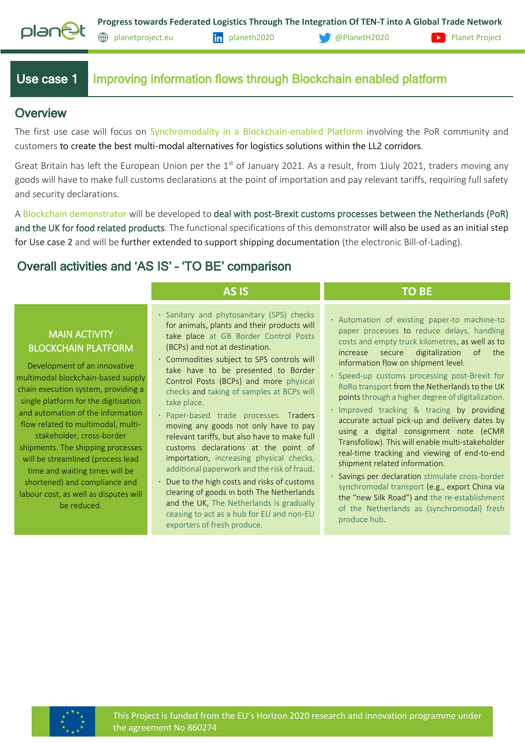# Use case 1 Improving information flows through Blockchain enabled platform

## Overview

The first use case will focus on Synchromodality in a Blockchain-enabled Platform involving the PoR community and customers to create the best multi-modal alternatives for logistics solutions within the LL2 corridors.

Great Britain has left the European Union per the 1st of January 2021. As a result, from 1July 2021, traders moving any goods will have to make full customs declarations at the point of importation and pay relevant tariffs, requiring full safety and security declarations.

A Blockchain demonstrator will be developed to deal with post-Brexit customs processes between the Netherlands (PoR) and the UK for food related products. The functional specifications of this demonstrator will also be used as an initial step for Use case 2 and will be further extended to support shipping documentation (the electronic Bill-of-Lading).

## Overall activities and 'AS IS' - 'TO BE' comparison

| | AS IS | TO BE |
|---|---|---|
| MAIN ACTIVITY BLOCKCHAIN PLATFORM<br><br>Development of an innovative multimodal blockchain-based supply chain execution system, providing a single platform for the digitisation and automation of the information flow related to multimodal, multi-stakeholder, cross-border shipments. The shipping processes will be streamlined (process lead time and waiting times will be shortened) and compliance and labour cost, as well as disputes will be reduced. | • Sanitary and phytosanitary (SPS) checks for animals, plants and their products will take place at GB Border Control Posts (BCPs) and not at destination.<br>• Commodities subject to SPS controls will take have to be presented to Border Control Posts (BCPs) and more physical checks and taking of samples at BCPs will take place.<br>• Paper-based trade processes. Traders moving any goods not only have to pay relevant tariffs, but also have to make full customs declarations at the point of importation, increasing physical checks, additional paperwork and the risk of fraud.<br>• Due to the high costs and risks of customs clearing of goods in both The Netherlands and the UK, The Netherlands is gradually ceasing to act as a hub for EU and non-EU exporters of fresh produce. | • Automation of existing paper-to machine-to paper processes to reduce delays, handling costs and empty truck kilometres, as well as to increase secure digitalization of the information flow on shipment level.<br>• Speed-up customs processing post-Brexit for RoRo transport from the Netherlands to the UK points through a higher degree of digitalization.<br>• Improved tracking & tracing by providing accurate actual pick-up and delivery dates by using a digital consignment note (eCMR Transfollow). This will enable multi-stakeholder real-time tracking and viewing of end-to-end shipment related information.<br>• Savings per declaration stimulate cross-border synchromodal transport (e.g., export China via the "new Silk Road") and the re-establishment of the Netherlands as (synchromodal) fresh produce hub. |

This Project is funded from the EU's Horizon 2020 research and innovation programme under the agreement No 860274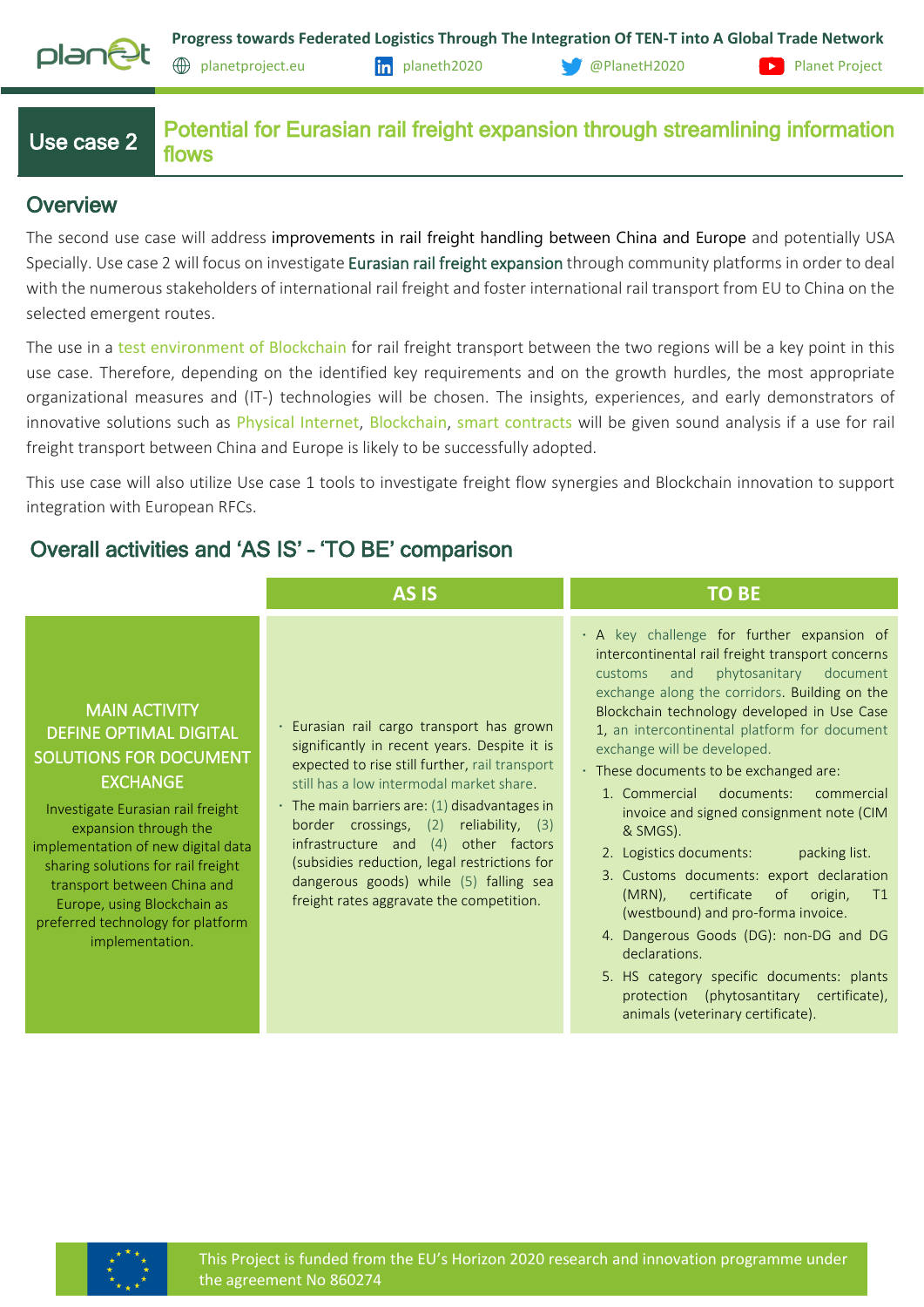# Use case 2 — Potential for Eurasian rail freight expansion through streamlining information flows

## Overview

The second use case will address improvements in rail freight handling between China and Europe and potentially USA Specially. Use case 2 will focus on investigate Eurasian rail freight expansion through community platforms in order to deal with the numerous stakeholders of international rail freight and foster international rail transport from EU to China on the selected emergent routes.

The use in a test environment of Blockchain for rail freight transport between the two regions will be a key point in this use case. Therefore, depending on the identified key requirements and on the growth hurdles, the most appropriate organizational measures and (IT-) technologies will be chosen. The insights, experiences, and early demonstrators of innovative solutions such as Physical Internet, Blockchain, smart contracts will be given sound analysis if a use for rail freight transport between China and Europe is likely to be successfully adopted.

This use case will also utilize Use case 1 tools to investigate freight flow synergies and Blockchain innovation to support integration with European RFCs.

## Overall activities and 'AS IS' - 'TO BE' comparison

| | AS IS | TO BE |
|---|---|---|
| **MAIN ACTIVITY DEFINE OPTIMAL DIGITAL SOLUTIONS FOR DOCUMENT EXCHANGE**<br><br>Investigate Eurasian rail freight expansion through the implementation of new digital data sharing solutions for rail freight transport between China and Europe, using Blockchain as preferred technology for platform implementation. | · Eurasian rail cargo transport has grown significantly in recent years. Despite it is expected to rise still further, rail transport still has a low intermodal market share.<br>· The main barriers are: (1) disadvantages in border crossings, (2) reliability, (3) infrastructure and (4) other factors (subsidies reduction, legal restrictions for dangerous goods) while (5) falling sea freight rates aggravate the competition. | · A key challenge for further expansion of intercontinental rail freight transport concerns customs and phytosanitary document exchange along the corridors. Building on the Blockchain technology developed in Use Case 1, an intercontinental platform for document exchange will be developed.<br>· These documents to be exchanged are:<br>1. Commercial documents: commercial invoice and signed consignment note (CIM & SMGS).<br>2. Logistics documents: packing list.<br>3. Customs documents: export declaration (MRN), certificate of origin, T1 (westbound) and pro-forma invoice.<br>4. Dangerous Goods (DG): non-DG and DG declarations.<br>5. HS category specific documents: plants protection (phytosantitary certificate), animals (veterinary certificate). |

This Project is funded from the EU's Horizon 2020 research and innovation programme under the agreement No 860274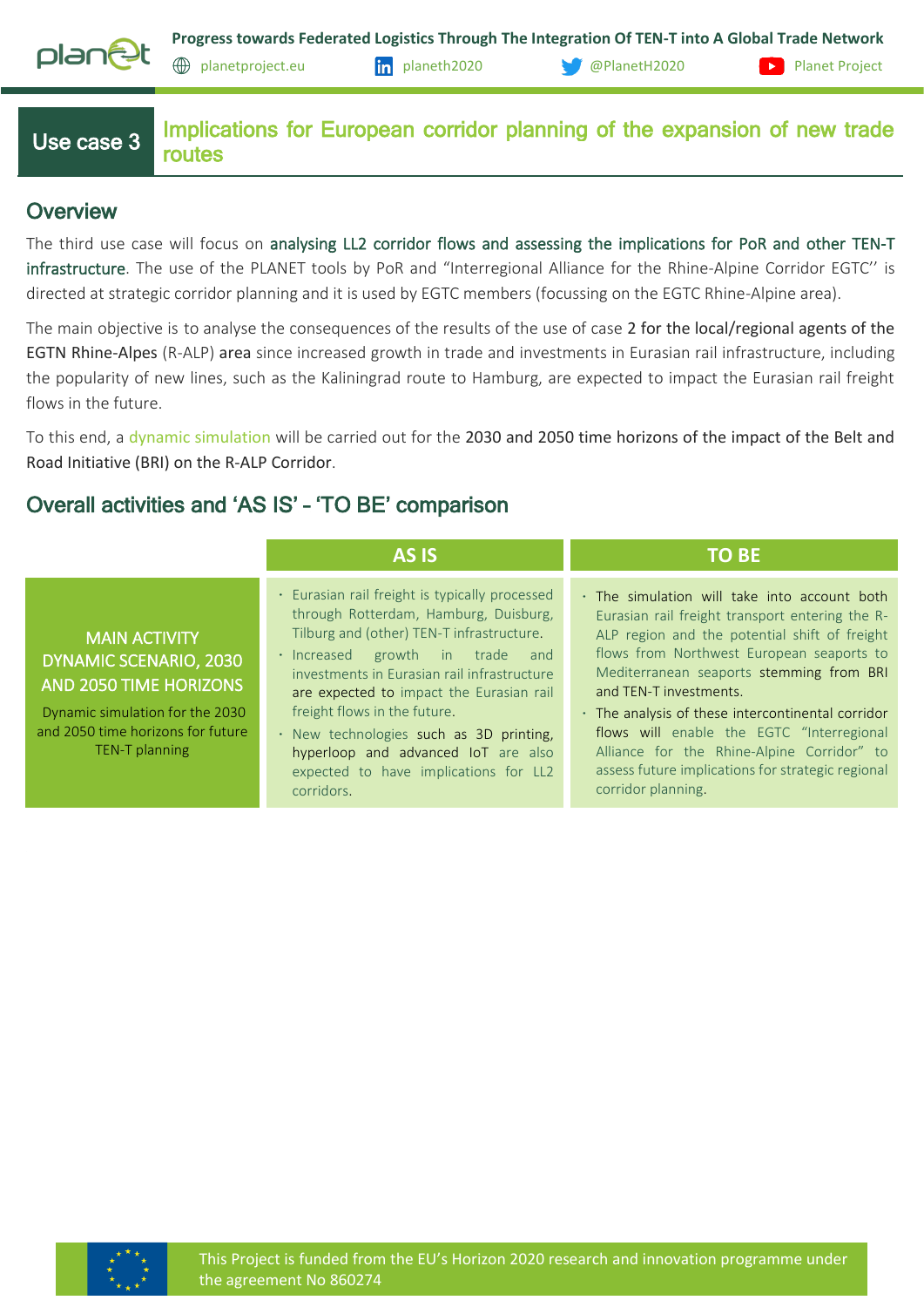## Use case 3 Implications for European corridor planning of the expansion of new trade routes

### Overview

The third use case will focus on analysing LL2 corridor flows and assessing the implications for PoR and other TEN-T infrastructure. The use of the PLANET tools by PoR and "Interregional Alliance for the Rhine-Alpine Corridor EGTC'' is directed at strategic corridor planning and it is used by EGTC members (focussing on the EGTC Rhine-Alpine area).

The main objective is to analyse the consequences of the results of the use of case 2 for the local/regional agents of the EGTN Rhine-Alpes (R-ALP) area since increased growth in trade and investments in Eurasian rail infrastructure, including the popularity of new lines, such as the Kaliningrad route to Hamburg, are expected to impact the Eurasian rail freight flows in the future.

To this end, a dynamic simulation will be carried out for the 2030 and 2050 time horizons of the impact of the Belt and Road Initiative (BRI) on the R-ALP Corridor.

### Overall activities and 'AS IS' – 'TO BE' comparison

| | AS IS | TO BE |
|---|---|---|
| MAIN ACTIVITY DYNAMIC SCENARIO, 2030 AND 2050 TIME HORIZONS<br>Dynamic simulation for the 2030 and 2050 time horizons for future TEN-T planning | • Eurasian rail freight is typically processed through Rotterdam, Hamburg, Duisburg, Tilburg and (other) TEN-T infrastructure.<br>• Increased growth in trade and investments in Eurasian rail infrastructure are expected to impact the Eurasian rail freight flows in the future.<br>• New technologies such as 3D printing, hyperloop and advanced IoT are also expected to have implications for LL2 corridors. | • The simulation will take into account both Eurasian rail freight transport entering the R-ALP region and the potential shift of freight flows from Northwest European seaports to Mediterranean seaports stemming from BRI and TEN-T investments.<br>• The analysis of these intercontinental corridor flows will enable the EGTC "Interregional Alliance for the Rhine-Alpine Corridor" to assess future implications for strategic regional corridor planning. |

This Project is funded from the EU's Horizon 2020 research and innovation programme under the agreement No 860274